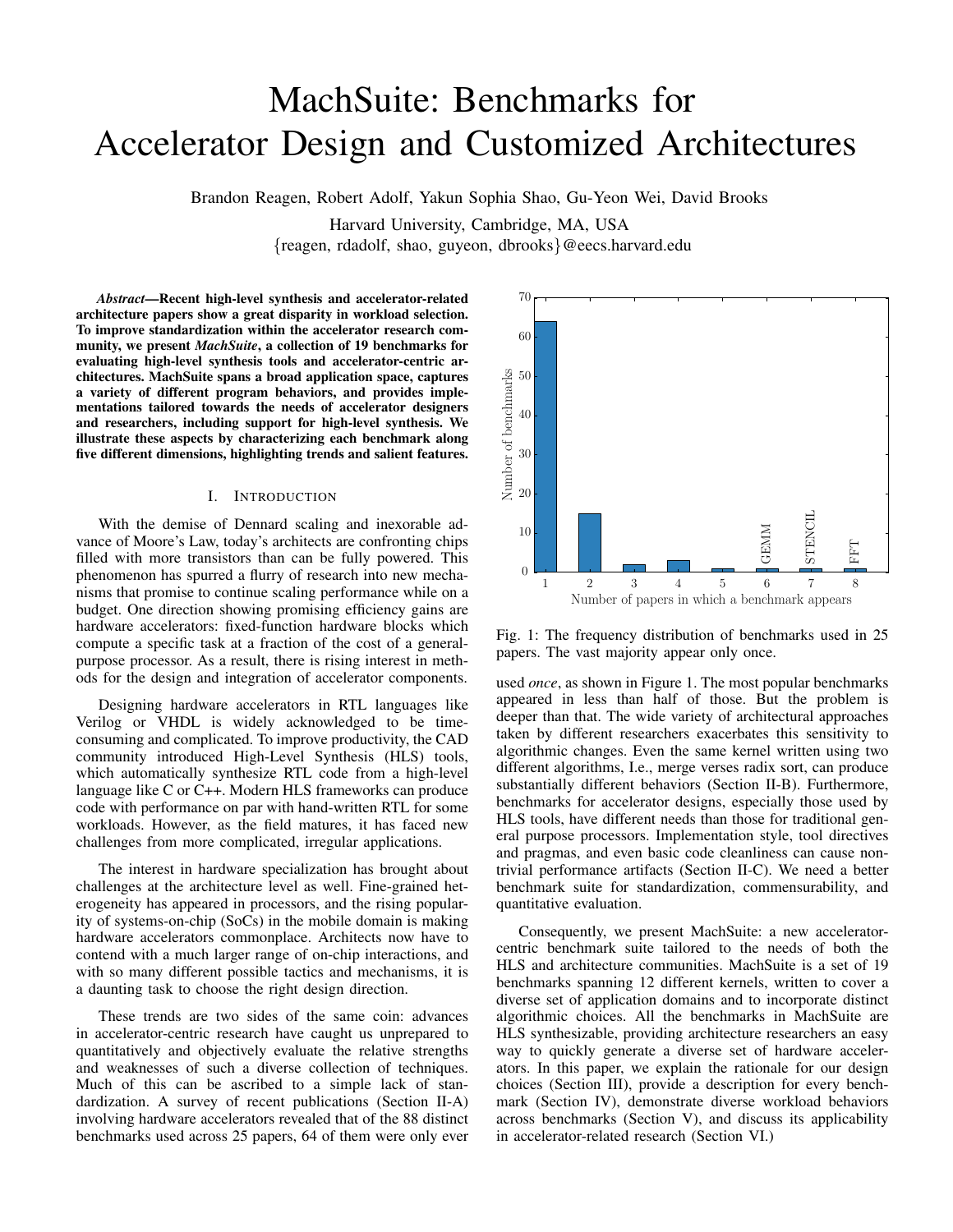# MachSuite: Benchmarks for Accelerator Design and Customized Architectures

Brandon Reagen, Robert Adolf, Yakun Sophia Shao, Gu-Yeon Wei, David Brooks

Harvard University, Cambridge, MA, USA

{reagen, rdadolf, shao, guyeon, dbrooks}@eecs.harvard.edu

***Abstract*—Recent high-level synthesis and accelerator-related architecture papers show a great disparity in workload selection. To improve standardization within the accelerator research community, we present *MachSuite*, a collection of 19 benchmarks for evaluating high-level synthesis tools and accelerator-centric architectures. MachSuite spans a broad application space, captures a variety of different program behaviors, and provides implementations tailored towards the needs of accelerator designers and researchers, including support for high-level synthesis. We illustrate these aspects by characterizing each benchmark along five different dimensions, highlighting trends and salient features.**

## I. Introduction

With the demise of Dennard scaling and inexorable advance of Moore's Law, today's architects are confronting chips filled with more transistors than can be fully powered. This phenomenon has spurred a flurry of research into new mechanisms that promise to continue scaling performance while on a budget. One direction showing promising efficiency gains are hardware accelerators: fixed-function hardware blocks which compute a specific task at a fraction of the cost of a general-purpose processor. As a result, there is rising interest in methods for the design and integration of accelerator components.

Designing hardware accelerators in RTL languages like Verilog or VHDL is widely acknowledged to be time-consuming and complicated. To improve productivity, the CAD community introduced High-Level Synthesis (HLS) tools, which automatically synthesize RTL code from a high-level language like C or C++. Modern HLS frameworks can produce code with performance on par with hand-written RTL for some workloads. However, as the field matures, it has faced new challenges from more complicated, irregular applications.

The interest in hardware specialization has brought about challenges at the architecture level as well. Fine-grained heterogeneity has appeared in processors, and the rising popularity of systems-on-chip (SoCs) in the mobile domain is making hardware accelerators commonplace. Architects now have to contend with a much larger range of on-chip interactions, and with so many different possible tactics and mechanisms, it is a daunting task to choose the right design direction.

These trends are two sides of the same coin: advances in accelerator-centric research have caught us unprepared to quantitatively and objectively evaluate the relative strengths and weaknesses of such a diverse collection of techniques. Much of this can be ascribed to a simple lack of standardization. A survey of recent publications (Section II-A) involving hardware accelerators revealed that of the 88 distinct benchmarks used across 25 papers, 64 of them were only ever used *once*, as shown in Figure 1. The most popular benchmarks appeared in less than half of those. But the problem is deeper than that. The wide variety of architectural approaches taken by different researchers exacerbates this sensitivity to algorithmic changes. Even the same kernel written using two different algorithms, I.e., merge verses radix sort, can produce substantially different behaviors (Section II-B). Furthermore, benchmarks for accelerator designs, especially those used by HLS tools, have different needs than those for traditional general purpose processors. Implementation style, tool directives and pragmas, and even basic code cleanliness can cause non-trivial performance artifacts (Section II-C). We need a better benchmark suite for standardization, commensurability, and quantitative evaluation.

Number of benchmarks
0
10
20
30
40
50
60
70
1
2
3
4
5
6
7
8
GEMM
STENCIL
FFT
Number of papers in which a benchmark appears

Fig. 1: The frequency distribution of benchmarks used in 25 papers. The vast majority appear only once.

Consequently, we present MachSuite: a new accelerator-centric benchmark suite tailored to the needs of both the HLS and architecture communities. MachSuite is a set of 19 benchmarks spanning 12 different kernels, written to cover a diverse set of application domains and to incorporate distinct algorithmic choices. All the benchmarks in MachSuite are HLS synthesizable, providing architecture researchers an easy way to quickly generate a diverse set of hardware accelerators. In this paper, we explain the rationale for our design choices (Section III), provide a description for every benchmark (Section IV), demonstrate diverse workload behaviors across benchmarks (Section V), and discuss its applicability in accelerator-related research (Section VI.)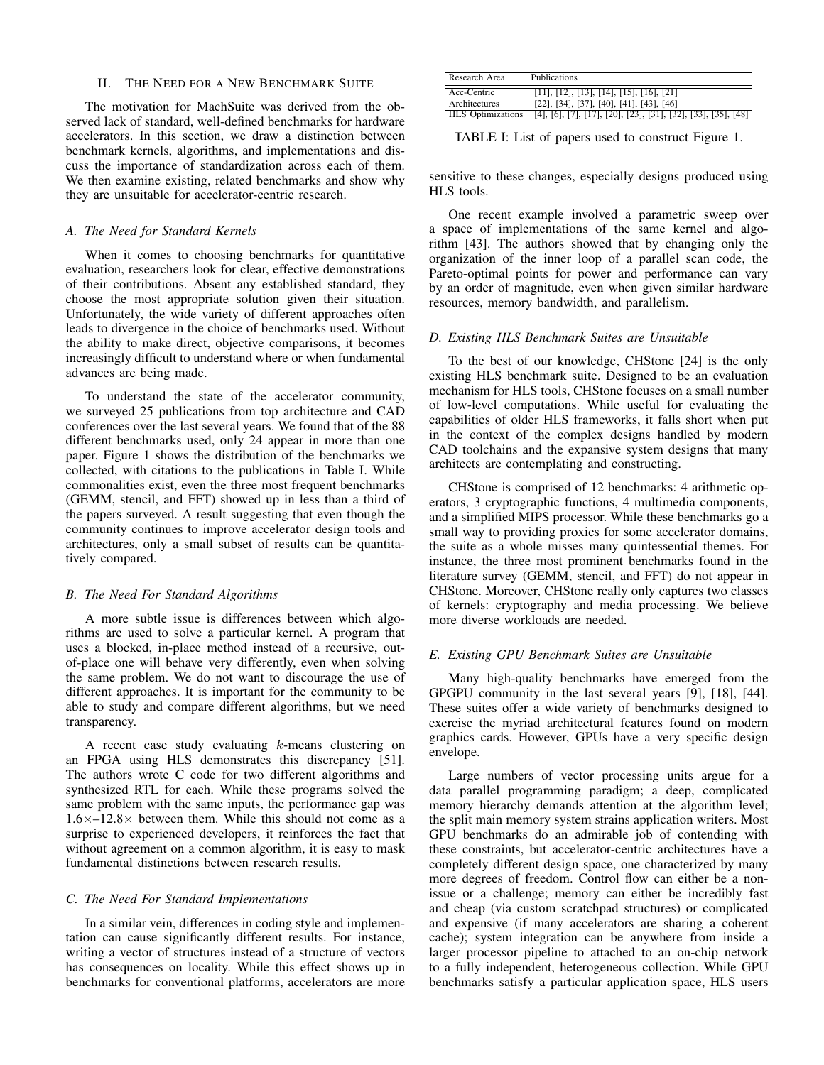## II. The Need for a New Benchmark Suite

The motivation for MachSuite was derived from the observed lack of standard, well-defined benchmarks for hardware accelerators. In this section, we draw a distinction between benchmark kernels, algorithms, and implementations and discuss the importance of standardization across each of them. We then examine existing, related benchmarks and show why they are unsuitable for accelerator-centric research.

### A. The Need for Standard Kernels

When it comes to choosing benchmarks for quantitative evaluation, researchers look for clear, effective demonstrations of their contributions. Absent any established standard, they choose the most appropriate solution given their situation. Unfortunately, the wide variety of different approaches often leads to divergence in the choice of benchmarks used. Without the ability to make direct, objective comparisons, it becomes increasingly difficult to understand where or when fundamental advances are being made.

To understand the state of the accelerator community, we surveyed 25 publications from top architecture and CAD conferences over the last several years. We found that of the 88 different benchmarks used, only 24 appear in more than one paper. Figure 1 shows the distribution of the benchmarks we collected, with citations to the publications in Table I. While commonalities exist, even the three most frequent benchmarks (GEMM, stencil, and FFT) showed up in less than a third of the papers surveyed. A result suggesting that even though the community continues to improve accelerator design tools and architectures, only a small subset of results can be quantitatively compared.

### B. The Need For Standard Algorithms

A more subtle issue is differences between which algorithms are used to solve a particular kernel. A program that uses a blocked, in-place method instead of a recursive, out-of-place one will behave very differently, even when solving the same problem. We do not want to discourage the use of different approaches. It is important for the community to be able to study and compare different algorithms, but we need transparency.

A recent case study evaluating $k$-means clustering on an FPGA using HLS demonstrates this discrepancy [51]. The authors wrote C code for two different algorithms and synthesized RTL for each. While these programs solved the same problem with the same inputs, the performance gap was $1.6\times$–$12.8\times$ between them. While this should not come as a surprise to experienced developers, it reinforces the fact that without agreement on a common algorithm, it is easy to mask fundamental distinctions between research results.

### C. The Need For Standard Implementations

In a similar vein, differences in coding style and implementation can cause significantly different results. For instance, writing a vector of structures instead of a structure of vectors has consequences on locality. While this effect shows up in benchmarks for conventional platforms, accelerators are more sensitive to these changes, especially designs produced using HLS tools.

| Research Area | Publications |
|---|---|
| Acc-Centric Architectures | [11], [12], [13], [14], [15], [16], [21] [22], [34], [37], [40], [41], [43], [46] |
| HLS Optimizations | [4], [6], [7], [17], [20], [23], [31], [32], [33], [35], [48] |

TABLE I: List of papers used to construct Figure 1.

One recent example involved a parametric sweep over a space of implementations of the same kernel and algorithm [43]. The authors showed that by changing only the organization of the inner loop of a parallel scan code, the Pareto-optimal points for power and performance can vary by an order of magnitude, even when given similar hardware resources, memory bandwidth, and parallelism.

### D. Existing HLS Benchmark Suites are Unsuitable

To the best of our knowledge, CHStone [24] is the only existing HLS benchmark suite. Designed to be an evaluation mechanism for HLS tools, CHStone focuses on a small number of low-level computations. While useful for evaluating the capabilities of older HLS frameworks, it falls short when put in the context of the complex designs handled by modern CAD toolchains and the expansive system designs that many architects are contemplating and constructing.

CHStone is comprised of 12 benchmarks: 4 arithmetic operators, 3 cryptographic functions, 4 multimedia components, and a simplified MIPS processor. While these benchmarks go a small way to providing proxies for some accelerator domains, the suite as a whole misses many quintessential themes. For instance, the three most prominent benchmarks found in the literature survey (GEMM, stencil, and FFT) do not appear in CHStone. Moreover, CHStone really only captures two classes of kernels: cryptography and media processing. We believe more diverse workloads are needed.

### E. Existing GPU Benchmark Suites are Unsuitable

Many high-quality benchmarks have emerged from the GPGPU community in the last several years [9], [18], [44]. These suites offer a wide variety of benchmarks designed to exercise the myriad architectural features found on modern graphics cards. However, GPUs have a very specific design envelope.

Large numbers of vector processing units argue for a data parallel programming paradigm; a deep, complicated memory hierarchy demands attention at the algorithm level; the split main memory system strains application writers. Most GPU benchmarks do an admirable job of contending with these constraints, but accelerator-centric architectures have a completely different design space, one characterized by many more degrees of freedom. Control flow can either be a non-issue or a challenge; memory can either be incredibly fast and cheap (via custom scratchpad structures) or complicated and expensive (if many accelerators are sharing a coherent cache); system integration can be anywhere from inside a larger processor pipeline to attached to an on-chip network to a fully independent, heterogeneous collection. While GPU benchmarks satisfy a particular application space, HLS users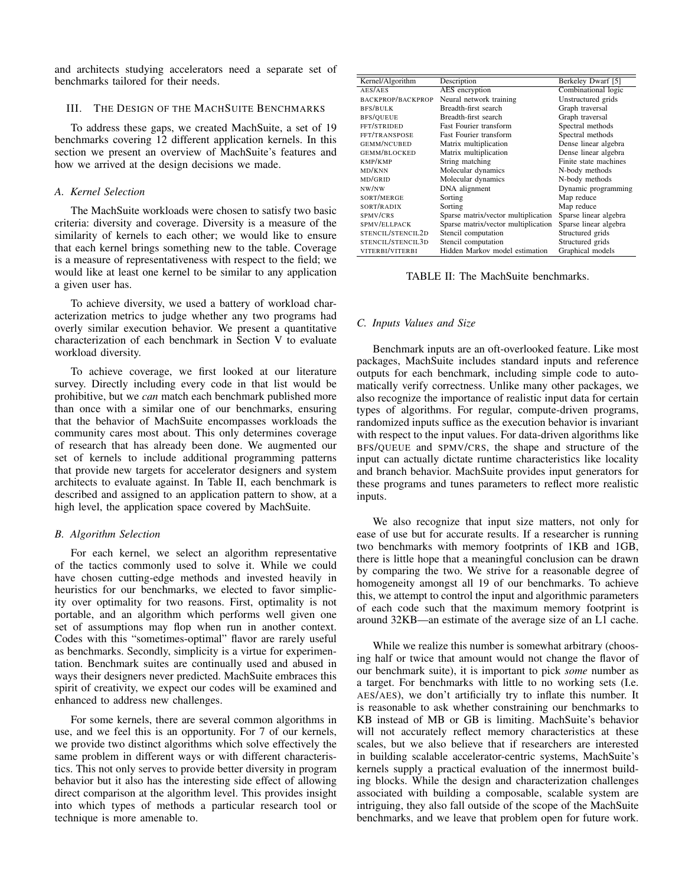and architects studying accelerators need a separate set of benchmarks tailored for their needs.

## III. The Design of the MachSuite Benchmarks

To address these gaps, we created MachSuite, a set of 19 benchmarks covering 12 different application kernels. In this section we present an overview of MachSuite's features and how we arrived at the design decisions we made.

### A. Kernel Selection

The MachSuite workloads were chosen to satisfy two basic criteria: diversity and coverage. Diversity is a measure of the similarity of kernels to each other; we would like to ensure that each kernel brings something new to the table. Coverage is a measure of representativeness with respect to the field; we would like at least one kernel to be similar to any application a given user has.

To achieve diversity, we used a battery of workload characterization metrics to judge whether any two programs had overly similar execution behavior. We present a quantitative characterization of each benchmark in Section V to evaluate workload diversity.

To achieve coverage, we first looked at our literature survey. Directly including every code in that list would be prohibitive, but we *can* match each benchmark published more than once with a similar one of our benchmarks, ensuring that the behavior of MachSuite encompasses workloads the community cares most about. This only determines coverage of research that has already been done. We augmented our set of kernels to include additional programming patterns that provide new targets for accelerator designers and system architects to evaluate against. In Table II, each benchmark is described and assigned to an application pattern to show, at a high level, the application space covered by MachSuite.

### B. Algorithm Selection

For each kernel, we select an algorithm representative of the tactics commonly used to solve it. While we could have chosen cutting-edge methods and invested heavily in heuristics for our benchmarks, we elected to favor simplicity over optimality for two reasons. First, optimality is not portable, and an algorithm which performs well given one set of assumptions may flop when run in another context. Codes with this "sometimes-optimal" flavor are rarely useful as benchmarks. Secondly, simplicity is a virtue for experimentation. Benchmark suites are continually used and abused in ways their designers never predicted. MachSuite embraces this spirit of creativity, we expect our codes will be examined and enhanced to address new challenges.

For some kernels, there are several common algorithms in use, and we feel this is an opportunity. For 7 of our kernels, we provide two distinct algorithms which solve effectively the same problem in different ways or with different characteristics. This not only serves to provide better diversity in program behavior but it also has the interesting side effect of allowing direct comparison at the algorithm level. This provides insight into which types of methods a particular research tool or technique is more amenable to.

| Kernel/Algorithm | Description | Berkeley Dwarf [5] |
|---|---|---|
| AES/AES | AES encryption | Combinational logic |
| BACKPROP/BACKPROP | Neural network training | Unstructured grids |
| BFS/BULK | Breadth-first search | Graph traversal |
| BFS/QUEUE | Breadth-first search | Graph traversal |
| FFT/STRIDED | Fast Fourier transform | Spectral methods |
| FFT/TRANSPOSE | Fast Fourier transform | Spectral methods |
| GEMM/NCUBED | Matrix multiplication | Dense linear algebra |
| GEMM/BLOCKED | Matrix multiplication | Dense linear algebra |
| KMP/KMP | String matching | Finite state machines |
| MD/KNN | Molecular dynamics | N-body methods |
| MD/GRID | Molecular dynamics | N-body methods |
| NW/NW | DNA alignment | Dynamic programming |
| SORT/MERGE | Sorting | Map reduce |
| SORT/RADIX | Sorting | Map reduce |
| SPMV/CRS | Sparse matrix/vector multiplication | Sparse linear algebra |
| SPMV/ELLPACK | Sparse matrix/vector multiplication | Sparse linear algebra |
| STENCIL/STENCIL2D | Stencil computation | Structured grids |
| STENCIL/STENCIL3D | Stencil computation | Structured grids |
| VITERBI/VITERBI | Hidden Markov model estimation | Graphical models |

TABLE II: The MachSuite benchmarks.

### C. Inputs Values and Size

Benchmark inputs are an oft-overlooked feature. Like most packages, MachSuite includes standard inputs and reference outputs for each benchmark, including simple code to automatically verify correctness. Unlike many other packages, we also recognize the importance of realistic input data for certain types of algorithms. For regular, compute-driven programs, randomized inputs suffice as the execution behavior is invariant with respect to the input values. For data-driven algorithms like BFS/QUEUE and SPMV/CRS, the shape and structure of the input can actually dictate runtime characteristics like locality and branch behavior. MachSuite provides input generators for these programs and tunes parameters to reflect more realistic inputs.

We also recognize that input size matters, not only for ease of use but for accurate results. If a researcher is running two benchmarks with memory footprints of 1KB and 1GB, there is little hope that a meaningful conclusion can be drawn by comparing the two. We strive for a reasonable degree of homogeneity amongst all 19 of our benchmarks. To achieve this, we attempt to control the input and algorithmic parameters of each code such that the maximum memory footprint is around 32KB—an estimate of the average size of an L1 cache.

While we realize this number is somewhat arbitrary (choosing half or twice that amount would not change the flavor of our benchmark suite), it is important to pick *some* number as a target. For benchmarks with little to no working sets (I.e. AES/AES), we don't artificially try to inflate this number. It is reasonable to ask whether constraining our benchmarks to KB instead of MB or GB is limiting. MachSuite's behavior will not accurately reflect memory characteristics at these scales, but we also believe that if researchers are interested in building scalable accelerator-centric systems, MachSuite's kernels supply a practical evaluation of the innermost building blocks. While the design and characterization challenges associated with building a composable, scalable system are intriguing, they also fall outside of the scope of the MachSuite benchmarks, and we leave that problem open for future work.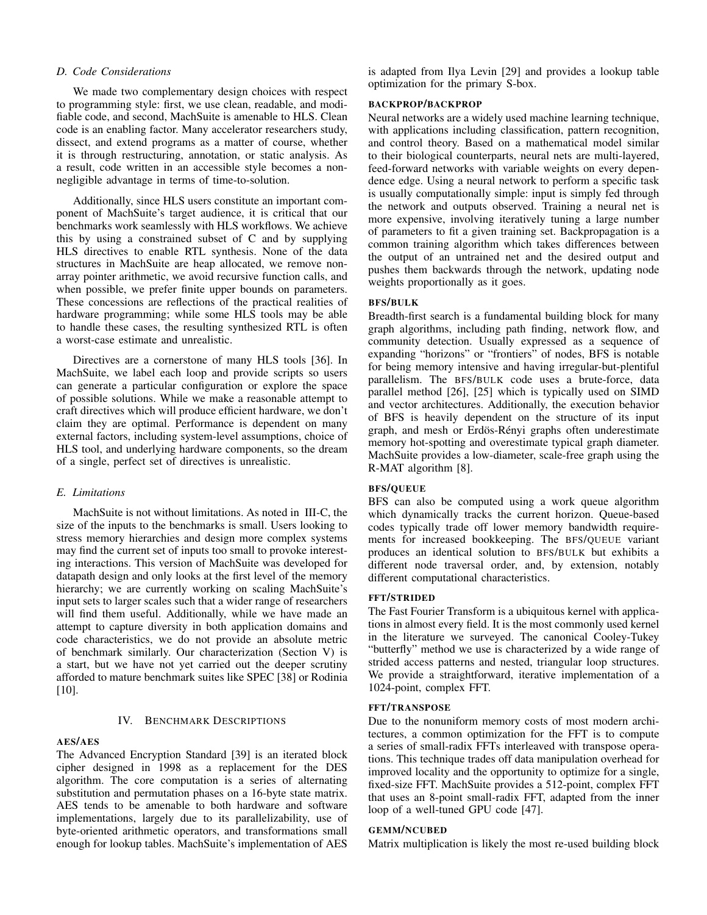### D. Code Considerations

We made two complementary design choices with respect to programming style: first, we use clean, readable, and modifiable code, and second, MachSuite is amenable to HLS. Clean code is an enabling factor. Many accelerator researchers study, dissect, and extend programs as a matter of course, whether it is through restructuring, annotation, or static analysis. As a result, code written in an accessible style becomes a non-negligible advantage in terms of time-to-solution.

Additionally, since HLS users constitute an important component of MachSuite's target audience, it is critical that our benchmarks work seamlessly with HLS workflows. We achieve this by using a constrained subset of C and by supplying HLS directives to enable RTL synthesis. None of the data structures in MachSuite are heap allocated, we remove non-array pointer arithmetic, we avoid recursive function calls, and when possible, we prefer finite upper bounds on parameters. These concessions are reflections of the practical realities of hardware programming; while some HLS tools may be able to handle these cases, the resulting synthesized RTL is often a worst-case estimate and unrealistic.

Directives are a cornerstone of many HLS tools [36]. In MachSuite, we label each loop and provide scripts so users can generate a particular configuration or explore the space of possible solutions. While we make a reasonable attempt to craft directives which will produce efficient hardware, we don't claim they are optimal. Performance is dependent on many external factors, including system-level assumptions, choice of HLS tool, and underlying hardware components, so the dream of a single, perfect set of directives is unrealistic.

### E. Limitations

MachSuite is not without limitations. As noted in III-C, the size of the inputs to the benchmarks is small. Users looking to stress memory hierarchies and design more complex systems may find the current set of inputs too small to provoke interesting interactions. This version of MachSuite was developed for datapath design and only looks at the first level of the memory hierarchy; we are currently working on scaling MachSuite's input sets to larger scales such that a wider range of researchers will find them useful. Additionally, while we have made an attempt to capture diversity in both application domains and code characteristics, we do not provide an absolute metric of benchmark similarly. Our characterization (Section V) is a start, but we have not yet carried out the deeper scrutiny afforded to mature benchmark suites like SPEC [38] or Rodinia [10].

## IV. Benchmark Descriptions

#### AES/AES

The Advanced Encryption Standard [39] is an iterated block cipher designed in 1998 as a replacement for the DES algorithm. The core computation is a series of alternating substitution and permutation phases on a 16-byte state matrix. AES tends to be amenable to both hardware and software implementations, largely due to its parallelizability, use of byte-oriented arithmetic operators, and transformations small enough for lookup tables. MachSuite's implementation of AES is adapted from Ilya Levin [29] and provides a lookup table optimization for the primary S-box.

#### BACKPROP/BACKPROP

Neural networks are a widely used machine learning technique, with applications including classification, pattern recognition, and control theory. Based on a mathematical model similar to their biological counterparts, neural nets are multi-layered, feed-forward networks with variable weights on every dependence edge. Using a neural network to perform a specific task is usually computationally simple: input is simply fed through the network and outputs observed. Training a neural net is more expensive, involving iteratively tuning a large number of parameters to fit a given training set. Backpropagation is a common training algorithm which takes differences between the output of an untrained net and the desired output and pushes them backwards through the network, updating node weights proportionally as it goes.

#### BFS/BULK

Breadth-first search is a fundamental building block for many graph algorithms, including path finding, network flow, and community detection. Usually expressed as a sequence of expanding "horizons" or "frontiers" of nodes, BFS is notable for being memory intensive and having irregular-but-plentiful parallelism. The BFS/BULK code uses a brute-force, data parallel method [26], [25] which is typically used on SIMD and vector architectures. Additionally, the execution behavior of BFS is heavily dependent on the structure of its input graph, and mesh or Erdös-Rényi graphs often underestimate memory hot-spotting and overestimate typical graph diameter. MachSuite provides a low-diameter, scale-free graph using the R-MAT algorithm [8].

#### BFS/QUEUE

BFS can also be computed using a work queue algorithm which dynamically tracks the current horizon. Queue-based codes typically trade off lower memory bandwidth requirements for increased bookkeeping. The BFS/QUEUE variant produces an identical solution to BFS/BULK but exhibits a different node traversal order, and, by extension, notably different computational characteristics.

#### FFT/STRIDED

The Fast Fourier Transform is a ubiquitous kernel with applications in almost every field. It is the most commonly used kernel in the literature we surveyed. The canonical Cooley-Tukey "butterfly" method we use is characterized by a wide range of strided access patterns and nested, triangular loop structures. We provide a straightforward, iterative implementation of a 1024-point, complex FFT.

#### FFT/TRANSPOSE

Due to the nonuniform memory costs of most modern architectures, a common optimization for the FFT is to compute a series of small-radix FFTs interleaved with transpose operations. This technique trades off data manipulation overhead for improved locality and the opportunity to optimize for a single, fixed-size FFT. MachSuite provides a 512-point, complex FFT that uses an 8-point small-radix FFT, adapted from the inner loop of a well-tuned GPU code [47].

#### GEMM/NCUBED

Matrix multiplication is likely the most re-used building block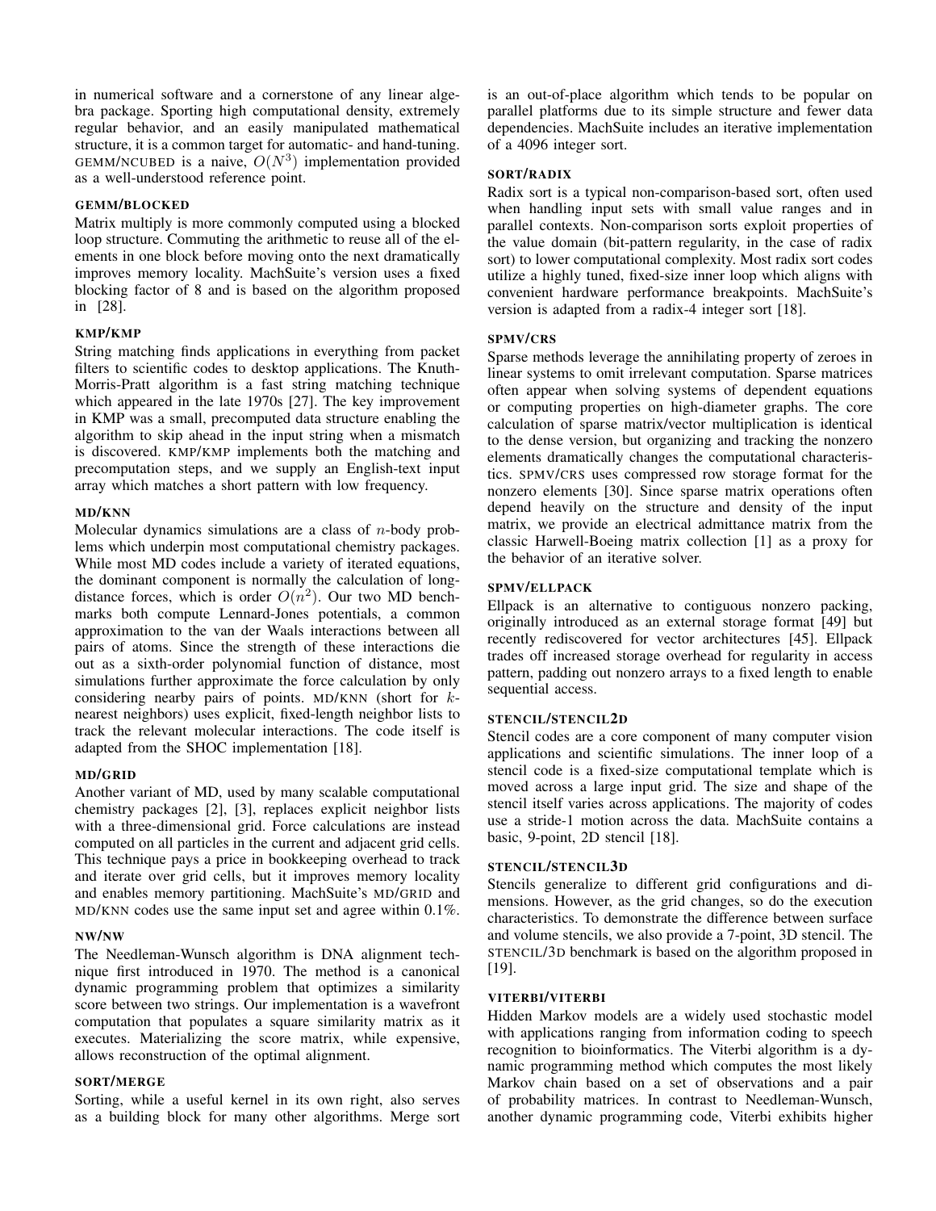in numerical software and a cornerstone of any linear algebra package. Sporting high computational density, extremely regular behavior, and an easily manipulated mathematical structure, it is a common target for automatic- and hand-tuning. GEMM/NCUBED is a naive, $O(N^3)$ implementation provided as a well-understood reference point.

#### GEMM/BLOCKED

Matrix multiply is more commonly computed using a blocked loop structure. Commuting the arithmetic to reuse all of the elements in one block before moving onto the next dramatically improves memory locality. MachSuite's version uses a fixed blocking factor of 8 and is based on the algorithm proposed in [28].

#### KMP/KMP

String matching finds applications in everything from packet filters to scientific codes to desktop applications. The Knuth-Morris-Pratt algorithm is a fast string matching technique which appeared in the late 1970s [27]. The key improvement in KMP was a small, precomputed data structure enabling the algorithm to skip ahead in the input string when a mismatch is discovered. KMP/KMP implements both the matching and precomputation steps, and we supply an English-text input array which matches a short pattern with low frequency.

#### MD/KNN

Molecular dynamics simulations are a class of $n$-body problems which underpin most computational chemistry packages. While most MD codes include a variety of iterated equations, the dominant component is normally the calculation of long-distance forces, which is order $O(n^2)$. Our two MD benchmarks both compute Lennard-Jones potentials, a common approximation to the van der Waals interactions between all pairs of atoms. Since the strength of these interactions die out as a sixth-order polynomial function of distance, most simulations further approximate the force calculation by only considering nearby pairs of points. MD/KNN (short for $k$-nearest neighbors) uses explicit, fixed-length neighbor lists to track the relevant molecular interactions. The code itself is adapted from the SHOC implementation [18].

#### MD/GRID

Another variant of MD, used by many scalable computational chemistry packages [2], [3], replaces explicit neighbor lists with a three-dimensional grid. Force calculations are instead computed on all particles in the current and adjacent grid cells. This technique pays a price in bookkeeping overhead to track and iterate over grid cells, but it improves memory locality and enables memory partitioning. MachSuite's MD/GRID and MD/KNN codes use the same input set and agree within 0.1%.

#### NW/NW

The Needleman-Wunsch algorithm is DNA alignment technique first introduced in 1970. The method is a canonical dynamic programming problem that optimizes a similarity score between two strings. Our implementation is a wavefront computation that populates a square similarity matrix as it executes. Materializing the score matrix, while expensive, allows reconstruction of the optimal alignment.

#### SORT/MERGE

Sorting, while a useful kernel in its own right, also serves as a building block for many other algorithms. Merge sort is an out-of-place algorithm which tends to be popular on parallel platforms due to its simple structure and fewer data dependencies. MachSuite includes an iterative implementation of a 4096 integer sort.

#### SORT/RADIX

Radix sort is a typical non-comparison-based sort, often used when handling input sets with small value ranges and in parallel contexts. Non-comparison sorts exploit properties of the value domain (bit-pattern regularity, in the case of radix sort) to lower computational complexity. Most radix sort codes utilize a highly tuned, fixed-size inner loop which aligns with convenient hardware performance breakpoints. MachSuite's version is adapted from a radix-4 integer sort [18].

#### SPMV/CRS

Sparse methods leverage the annihilating property of zeroes in linear systems to omit irrelevant computation. Sparse matrices often appear when solving systems of dependent equations or computing properties on high-diameter graphs. The core calculation of sparse matrix/vector multiplication is identical to the dense version, but organizing and tracking the nonzero elements dramatically changes the computational characteristics. SPMV/CRS uses compressed row storage format for the nonzero elements [30]. Since sparse matrix operations often depend heavily on the structure and density of the input matrix, we provide an electrical admittance matrix from the classic Harwell-Boeing matrix collection [1] as a proxy for the behavior of an iterative solver.

#### SPMV/ELLPACK

Ellpack is an alternative to contiguous nonzero packing, originally introduced as an external storage format [49] but recently rediscovered for vector architectures [45]. Ellpack trades off increased storage overhead for regularity in access pattern, padding out nonzero arrays to a fixed length to enable sequential access.

#### STENCIL/STENCIL2D

Stencil codes are a core component of many computer vision applications and scientific simulations. The inner loop of a stencil code is a fixed-size computational template which is moved across a large input grid. The size and shape of the stencil itself varies across applications. The majority of codes use a stride-1 motion across the data. MachSuite contains a basic, 9-point, 2D stencil [18].

#### STENCIL/STENCIL3D

Stencils generalize to different grid configurations and dimensions. However, as the grid changes, so do the execution characteristics. To demonstrate the difference between surface and volume stencils, we also provide a 7-point, 3D stencil. The STENCIL/3D benchmark is based on the algorithm proposed in [19].

#### VITERBI/VITERBI

Hidden Markov models are a widely used stochastic model with applications ranging from information coding to speech recognition to bioinformatics. The Viterbi algorithm is a dynamic programming method which computes the most likely Markov chain based on a set of observations and a pair of probability matrices. In contrast to Needleman-Wunsch, another dynamic programming code, Viterbi exhibits higher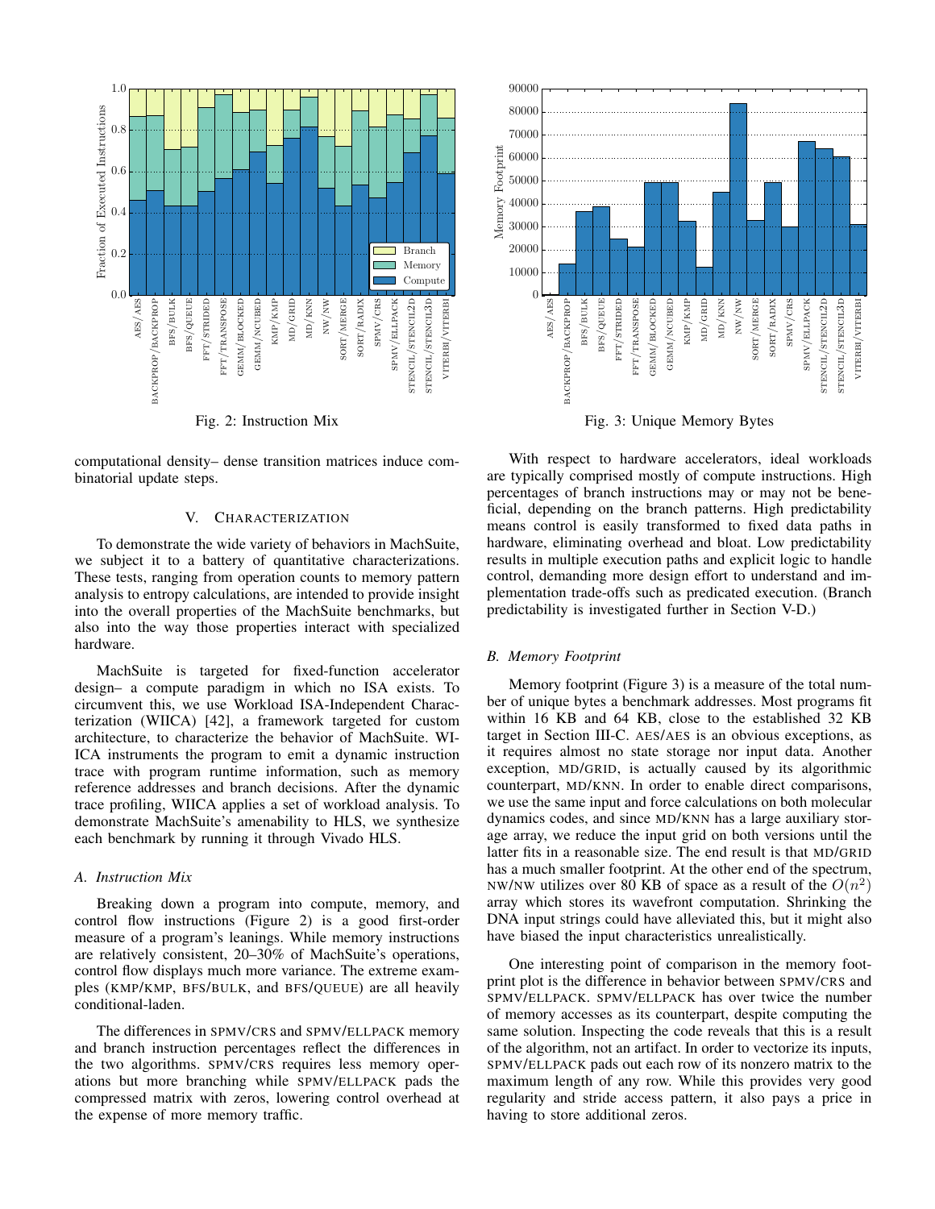Fraction of Executed Instructions

1.0
0.8
0.6
0.4
0.2
0.0

Branch
Memory
Compute

AES/AES
BACKPROP/BACKPROP
BFS/BULK
BFS/QUEUE
FFT/STRIDED
FFT/TRANSPOSE
GEMM/BLOCKED
GEMM/NCUBED
KMP/KMP
MD/GRID
MD/KNN
NW/NW
SORT/MERGE
SORT/RADIX
SPMV/CRS
SPMV/ELLPACK
STENCIL/STENCIL2D
STENCIL/STENCIL3D
VITERBI/VITERBI

Fig. 2: Instruction Mix

Memory Footprint

90000
80000
70000
60000
50000
40000
30000
20000
10000
0

AES/AES
BACKPROP/BACKPROP
BFS/BULK
BFS/QUEUE
FFT/STRIDED
FFT/TRANSPOSE
GEMM/BLOCKED
GEMM/NCUBED
KMP/KMP
MD/GRID
MD/KNN
NW/NW
SORT/MERGE
SORT/RADIX
SPMV/CRS
SPMV/ELLPACK
STENCIL/STENCIL2D
STENCIL/STENCIL3D
VITERBI/VITERBI

Fig. 3: Unique Memory Bytes

computational density– dense transition matrices induce combinatorial update steps.

## V. Characterization

To demonstrate the wide variety of behaviors in MachSuite, we subject it to a battery of quantitative characterizations. These tests, ranging from operation counts to memory pattern analysis to entropy calculations, are intended to provide insight into the overall properties of the MachSuite benchmarks, but also into the way those properties interact with specialized hardware.

MachSuite is targeted for fixed-function accelerator design– a compute paradigm in which no ISA exists. To circumvent this, we use Workload ISA-Independent Characterization (WIICA) [42], a framework targeted for custom architecture, to characterize the behavior of MachSuite. WIICA instruments the program to emit a dynamic instruction trace with program runtime information, such as memory reference addresses and branch decisions. After the dynamic trace profiling, WIICA applies a set of workload analysis. To demonstrate MachSuite's amenability to HLS, we synthesize each benchmark by running it through Vivado HLS.

### A. Instruction Mix

Breaking down a program into compute, memory, and control flow instructions (Figure 2) is a good first-order measure of a program's leanings. While memory instructions are relatively consistent, 20–30% of MachSuite's operations, control flow displays much more variance. The extreme examples (KMP/KMP, BFS/BULK, and BFS/QUEUE) are all heavily conditional-laden.

The differences in SPMV/CRS and SPMV/ELLPACK memory and branch instruction percentages reflect the differences in the two algorithms. SPMV/CRS requires less memory operations but more branching while SPMV/ELLPACK pads the compressed matrix with zeros, lowering control overhead at the expense of more memory traffic.

With respect to hardware accelerators, ideal workloads are typically comprised mostly of compute instructions. High percentages of branch instructions may or may not be beneficial, depending on the branch patterns. High predictability means control is easily transformed to fixed data paths in hardware, eliminating overhead and bloat. Low predictability results in multiple execution paths and explicit logic to handle control, demanding more design effort to understand and implementation trade-offs such as predicated execution. (Branch predictability is investigated further in Section V-D.)

### B. Memory Footprint

Memory footprint (Figure 3) is a measure of the total number of unique bytes a benchmark addresses. Most programs fit within 16 KB and 64 KB, close to the established 32 KB target in Section III-C. AES/AES is an obvious exceptions, as it requires almost no state storage nor input data. Another exception, MD/GRID, is actually caused by its algorithmic counterpart, MD/KNN. In order to enable direct comparisons, we use the same input and force calculations on both molecular dynamics codes, and since MD/KNN has a large auxiliary storage array, we reduce the input grid on both versions until the latter fits in a reasonable size. The end result is that MD/GRID has a much smaller footprint. At the other end of the spectrum, NW/NW utilizes over 80 KB of space as a result of the $O(n^2)$ array which stores its wavefront computation. Shrinking the DNA input strings could have alleviated this, but it might also have biased the input characteristics unrealistically.

One interesting point of comparison in the memory footprint plot is the difference in behavior between SPMV/CRS and SPMV/ELLPACK. SPMV/ELLPACK has over twice the number of memory accesses as its counterpart, despite computing the same solution. Inspecting the code reveals that this is a result of the algorithm, not an artifact. In order to vectorize its inputs, SPMV/ELLPACK pads out each row of its nonzero matrix to the maximum length of any row. While this provides very good regularity and stride access pattern, it also pays a price in having to store additional zeros.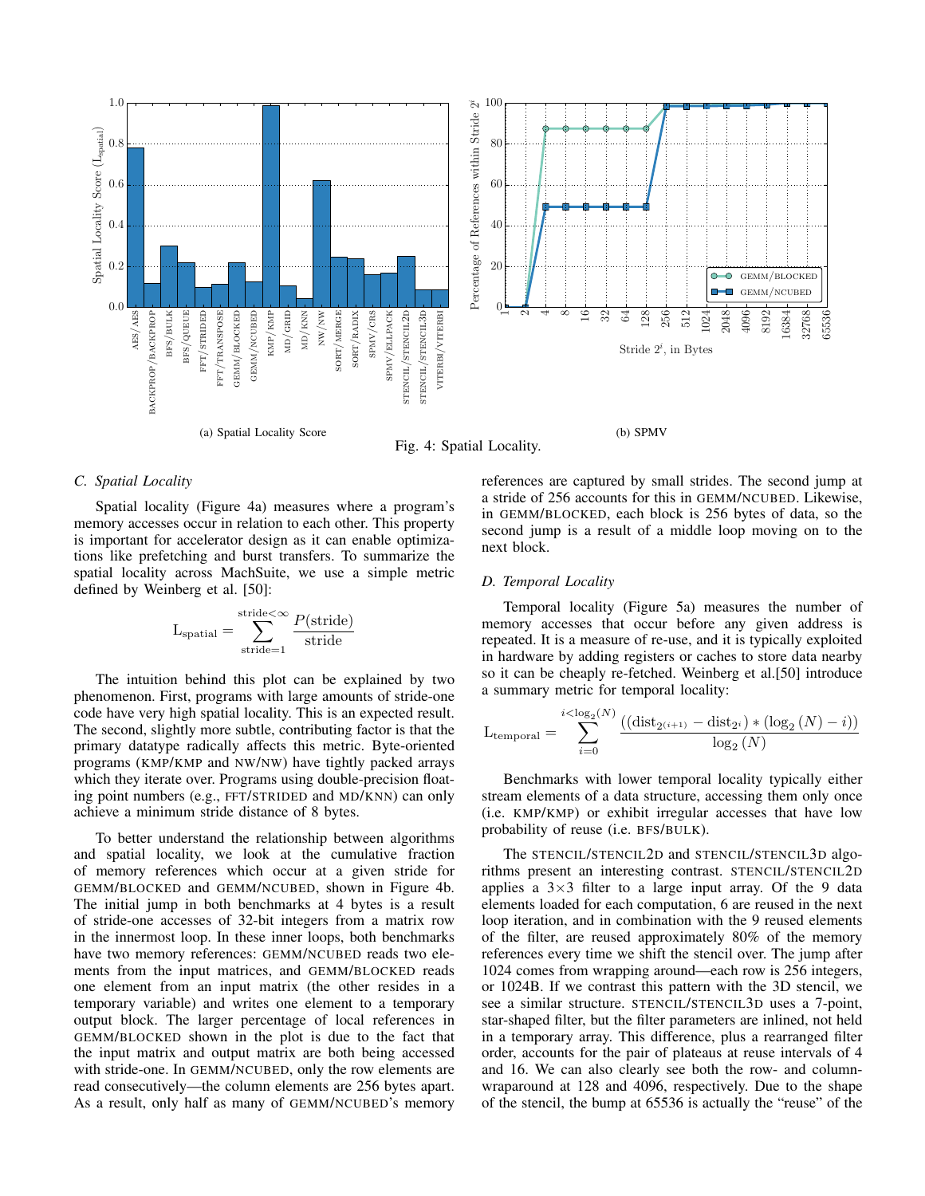(a) Spatial Locality Score

(b) SPMV

Fig. 4: Spatial Locality.

### C. Spatial Locality

Spatial locality (Figure 4a) measures where a program's memory accesses occur in relation to each other. This property is important for accelerator design as it can enable optimizations like prefetching and burst transfers. To summarize the spatial locality across MachSuite, we use a simple metric defined by Weinberg et al. [50]:

$$\mathrm{L_{spatial}} = \sum_{\mathrm{stride}=1}^{\mathrm{stride}<\infty} \frac{P(\mathrm{stride})}{\mathrm{stride}}$$

The intuition behind this plot can be explained by two phenomenon. First, programs with large amounts of stride-one code have very high spatial locality. This is an expected result. The second, slightly more subtle, contributing factor is that the primary datatype radically affects this metric. Byte-oriented programs (KMP/KMP and NW/NW) have tightly packed arrays which they iterate over. Programs using double-precision floating point numbers (e.g., FFT/STRIDED and MD/KNN) can only achieve a minimum stride distance of 8 bytes.

To better understand the relationship between algorithms and spatial locality, we look at the cumulative fraction of memory references which occur at a given stride for GEMM/BLOCKED and GEMM/NCUBED, shown in Figure 4b. The initial jump in both benchmarks at 4 bytes is a result of stride-one accesses of 32-bit integers from a matrix row in the innermost loop. In these inner loops, both benchmarks have two memory references: GEMM/NCUBED reads two elements from the input matrices, and GEMM/BLOCKED reads one element from an input matrix (the other resides in a temporary variable) and writes one element to a temporary output block. The larger percentage of local references in GEMM/BLOCKED shown in the plot is due to the fact that the input matrix and output matrix are both being accessed with stride-one. In GEMM/NCUBED, only the row elements are read consecutively—the column elements are 256 bytes apart. As a result, only half as many of GEMM/NCUBED's memory references are captured by small strides. The second jump at a stride of 256 accounts for this in GEMM/NCUBED. Likewise, in GEMM/BLOCKED, each block is 256 bytes of data, so the second jump is a result of a middle loop moving on to the next block.

### D. Temporal Locality

Temporal locality (Figure 5a) measures the number of memory accesses that occur before any given address is repeated. It is a measure of re-use, and it is typically exploited in hardware by adding registers or caches to store data nearby so it can be cheaply re-fetched. Weinberg et al.[50] introduce a summary metric for temporal locality:

$$\mathrm{L_{temporal}} = \sum_{i=0}^{i<\log_2(N)} \frac{((\mathrm{dist}_{2^{(i+1)}} - \mathrm{dist}_{2^i}) * (\log_2(N) - i))}{\log_2(N)}$$

Benchmarks with lower temporal locality typically either stream elements of a data structure, accessing them only once (i.e. KMP/KMP) or exhibit irregular accesses that have low probability of reuse (i.e. BFS/BULK).

The STENCIL/STENCIL2D and STENCIL/STENCIL3D algorithms present an interesting contrast. STENCIL/STENCIL2D applies a 3×3 filter to a large input array. Of the 9 data elements loaded for each computation, 6 are reused in the next loop iteration, and in combination with the 9 reused elements of the filter, are reused approximately 80% of the memory references every time we shift the stencil over. The jump after 1024 comes from wrapping around—each row is 256 integers, or 1024B. If we contrast this pattern with the 3D stencil, we see a similar structure. STENCIL/STENCIL3D uses a 7-point, star-shaped filter, but the filter parameters are inlined, not held in a temporary array. This difference, plus a rearranged filter order, accounts for the pair of plateaus at reuse intervals of 4 and 16. We can also clearly see both the row- and column-wraparound at 128 and 4096, respectively. Due to the shape of the stencil, the bump at 65536 is actually the "reuse" of the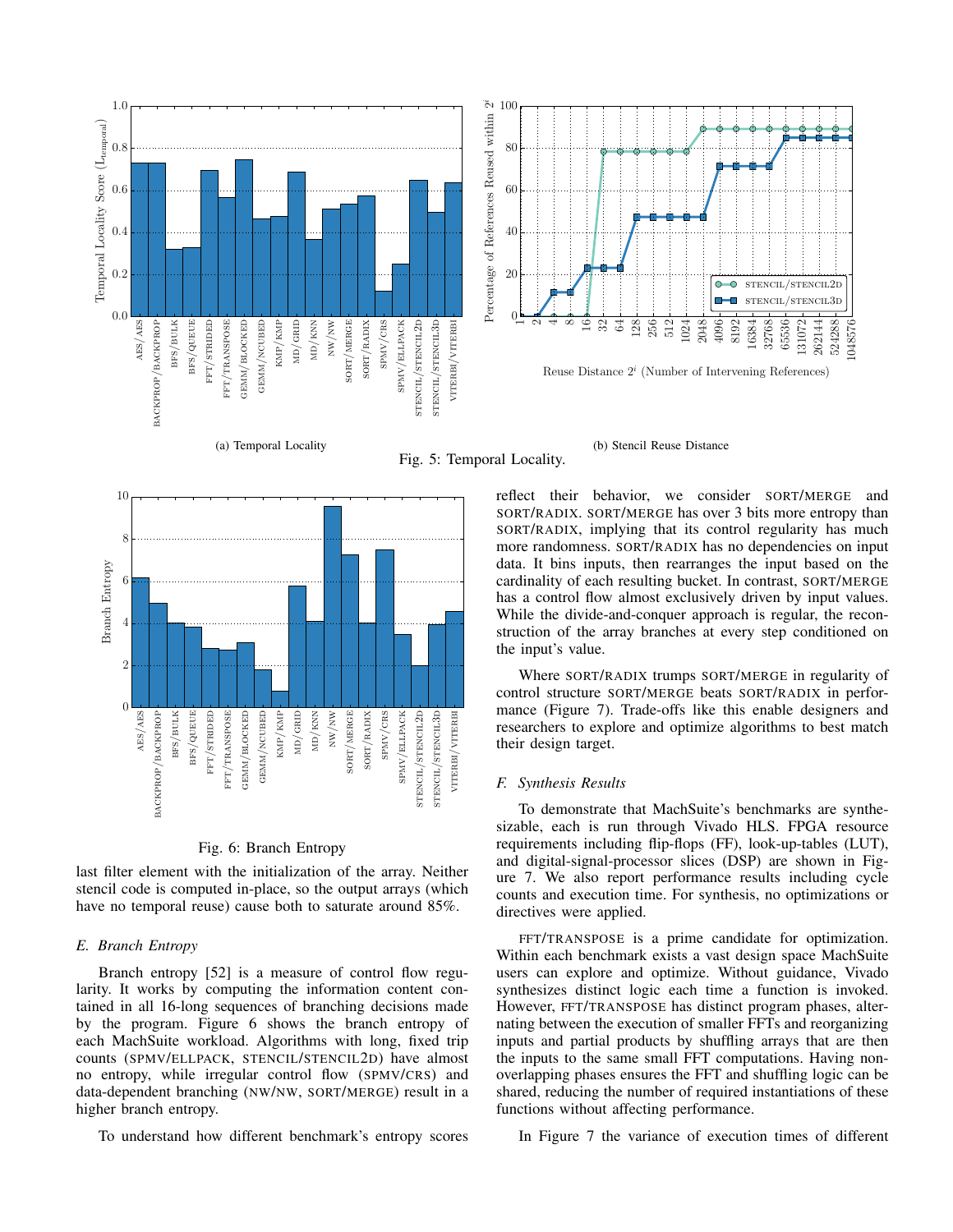(a) Temporal Locality

(b) Stencil Reuse Distance

Fig. 5: Temporal Locality.

Fig. 6: Branch Entropy

last filter element with the initialization of the array. Neither stencil code is computed in-place, so the output arrays (which have no temporal reuse) cause both to saturate around 85%.

### E. Branch Entropy

Branch entropy [52] is a measure of control flow regularity. It works by computing the information content contained in all 16-long sequences of branching decisions made by the program. Figure 6 shows the branch entropy of each MachSuite workload. Algorithms with long, fixed trip counts (SPMV/ELLPACK, STENCIL/STENCIL2D) have almost no entropy, while irregular control flow (SPMV/CRS) and data-dependent branching (NW/NW, SORT/MERGE) result in a higher branch entropy.

To understand how different benchmark's entropy scores reflect their behavior, we consider SORT/MERGE and SORT/RADIX. SORT/MERGE has over 3 bits more entropy than SORT/RADIX, implying that its control regularity has much more randomness. SORT/RADIX has no dependencies on input data. It bins inputs, then rearranges the input based on the cardinality of each resulting bucket. In contrast, SORT/MERGE has a control flow almost exclusively driven by input values. While the divide-and-conquer approach is regular, the reconstruction of the array branches at every step conditioned on the input's value.

Where SORT/RADIX trumps SORT/MERGE in regularity of control structure SORT/MERGE beats SORT/RADIX in performance (Figure 7). Trade-offs like this enable designers and researchers to explore and optimize algorithms to best match their design target.

### F. Synthesis Results

To demonstrate that MachSuite's benchmarks are synthesizable, each is run through Vivado HLS. FPGA resource requirements including flip-flops (FF), look-up-tables (LUT), and digital-signal-processor slices (DSP) are shown in Figure 7. We also report performance results including cycle counts and execution time. For synthesis, no optimizations or directives were applied.

FFT/TRANSPOSE is a prime candidate for optimization. Within each benchmark exists a vast design space MachSuite users can explore and optimize. Without guidance, Vivado synthesizes distinct logic each time a function is invoked. However, FFT/TRANSPOSE has distinct program phases, alternating between the execution of smaller FFTs and reorganizing inputs and partial products by shuffling arrays that are then the inputs to the same small FFT computations. Having non-overlapping phases ensures the FFT and shuffling logic can be shared, reducing the number of required instantiations of these functions without affecting performance.

In Figure 7 the variance of execution times of different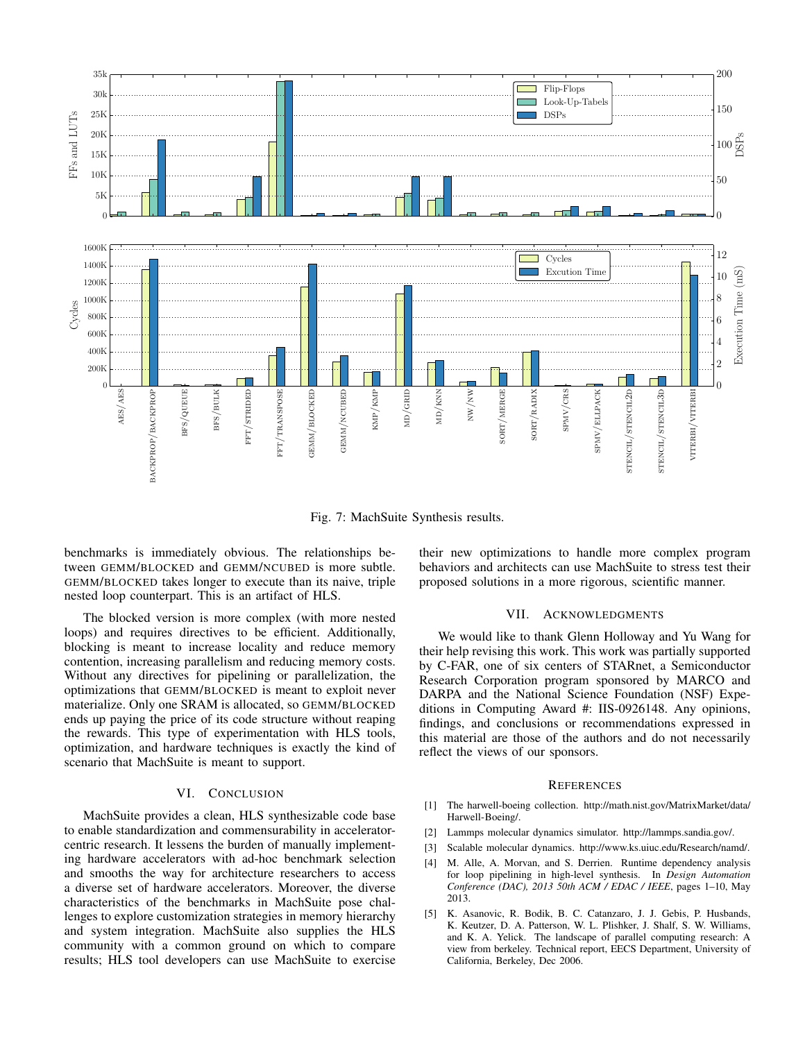35k
30k
25K
20K
15K
10K
5K
0
FFs and LUTs

200
150
100
50
0
DSPs

Flip-Flops
Look-Up-Tabels
DSPs

1600K
1400K
1200K
1000K
800K
600K
400K
200K
0
Cycles

12
10
8
6
4
2
0
Execution Time (mS)

Cycles
Excution Time

AES/AES
BACKPROP/BACKPROP
BFS/QUEUE
BFS/BULK
FFT/STRIDED
FFT/TRANSPOSE
GEMM/BLOCKED
GEMM/NCUBED
KMP/KMP
MD/GRID
MD/KNN
NW/NW
SORT/MERGE
SORT/RADIX
SPMV/CRS
SPMV/ELLPACK
STENCIL/STENCIL2D
STENCIL/STENCIL3D
VITERBI/VITERBI

Fig. 7: MachSuite Synthesis results.

benchmarks is immediately obvious. The relationships between GEMM/BLOCKED and GEMM/NCUBED is more subtle. GEMM/BLOCKED takes longer to execute than its naive, triple nested loop counterpart. This is an artifact of HLS.

The blocked version is more complex (with more nested loops) and requires directives to be efficient. Additionally, blocking is meant to increase locality and reduce memory contention, increasing parallelism and reducing memory costs. Without any directives for pipelining or parallelization, the optimizations that GEMM/BLOCKED is meant to exploit never materialize. Only one SRAM is allocated, so GEMM/BLOCKED ends up paying the price of its code structure without reaping the rewards. This type of experimentation with HLS tools, optimization, and hardware techniques is exactly the kind of scenario that MachSuite is meant to support.

## VI. Conclusion

MachSuite provides a clean, HLS synthesizable code base to enable standardization and commensurability in accelerator-centric research. It lessens the burden of manually implementing hardware accelerators with ad-hoc benchmark selection and smooths the way for architecture researchers to access a diverse set of hardware accelerators. Moreover, the diverse characteristics of the benchmarks in MachSuite pose challenges to explore customization strategies in memory hierarchy and system integration. MachSuite also supplies the HLS community with a common ground on which to compare results; HLS tool developers can use MachSuite to exercise their new optimizations to handle more complex program behaviors and architects can use MachSuite to stress test their proposed solutions in a more rigorous, scientific manner.

## VII. Acknowledgments

We would like to thank Glenn Holloway and Yu Wang for their help revising this work. This work was partially supported by C-FAR, one of six centers of STARnet, a Semiconductor Research Corporation program sponsored by MARCO and DARPA and the National Science Foundation (NSF) Expeditions in Computing Award #: IIS-0926148. Any opinions, findings, and conclusions or recommendations expressed in this material are those of the authors and do not necessarily reflect the views of our sponsors.

## References

[1] The harwell-boeing collection. http://math.nist.gov/MatrixMarket/data/Harwell-Boeing/.

[2] Lammps molecular dynamics simulator. http://lammps.sandia.gov/.

[3] Scalable molecular dynamics. http://www.ks.uiuc.edu/Research/namd/.

[4] M. Alle, A. Morvan, and S. Derrien. Runtime dependency analysis for loop pipelining in high-level synthesis. In *Design Automation Conference (DAC), 2013 50th ACM / EDAC / IEEE*, pages 1–10, May 2013.

[5] K. Asanovic, R. Bodik, B. C. Catanzaro, J. J. Gebis, P. Husbands, K. Keutzer, D. A. Patterson, W. L. Plishker, J. Shalf, S. W. Williams, and K. A. Yelick. The landscape of parallel computing research: A view from berkeley. Technical report, EECS Department, University of California, Berkeley, Dec 2006.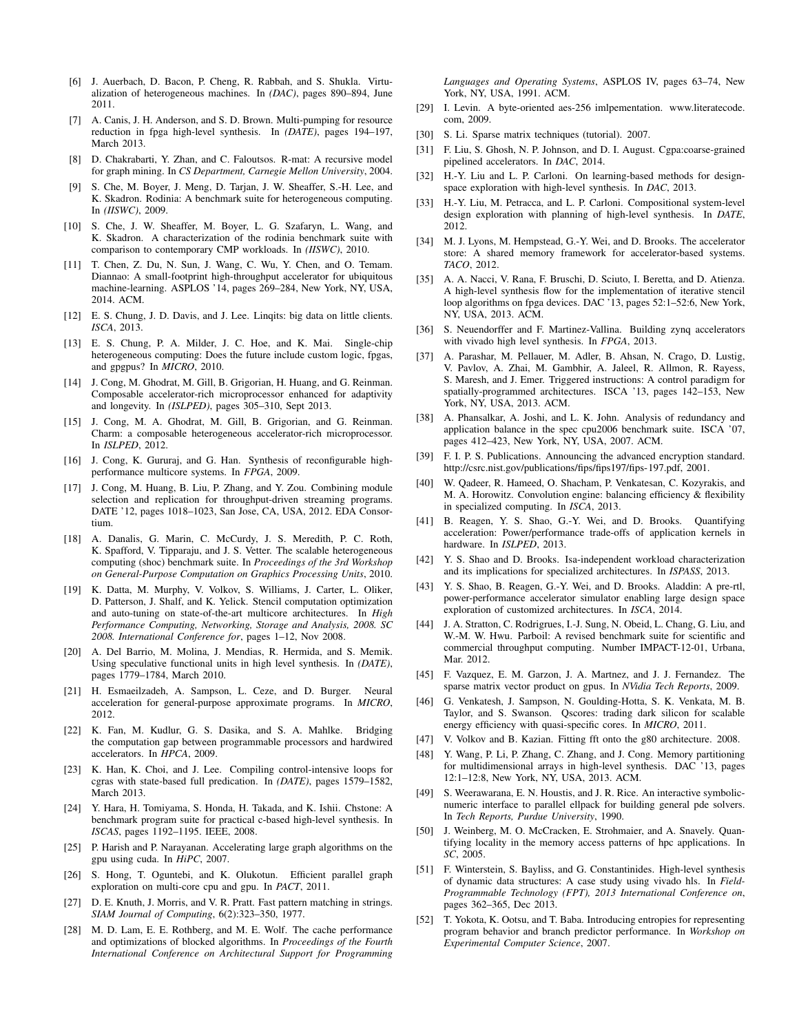[6] J. Auerbach, D. Bacon, P. Cheng, R. Rabbah, and S. Shukla. Virtualization of heterogeneous machines. In *(DAC)*, pages 890–894, June 2011.

[7] A. Canis, J. H. Anderson, and S. D. Brown. Multi-pumping for resource reduction in fpga high-level synthesis. In *(DATE)*, pages 194–197, March 2013.

[8] D. Chakrabarti, Y. Zhan, and C. Faloutsos. R-mat: A recursive model for graph mining. In *CS Department, Carnegie Mellon University*, 2004.

[9] S. Che, M. Boyer, J. Meng, D. Tarjan, J. W. Sheaffer, S.-H. Lee, and K. Skadron. Rodinia: A benchmark suite for heterogeneous computing. In *(IISWC)*, 2009.

[10] S. Che, J. W. Sheaffer, M. Boyer, L. G. Szafaryn, L. Wang, and K. Skadron. A characterization of the rodinia benchmark suite with comparison to contemporary CMP workloads. In *(IISWC)*, 2010.

[11] T. Chen, Z. Du, N. Sun, J. Wang, C. Wu, Y. Chen, and O. Temam. Diannao: A small-footprint high-throughput accelerator for ubiquitous machine-learning. ASPLOS '14, pages 269–284, New York, NY, USA, 2014. ACM.

[12] E. S. Chung, J. D. Davis, and J. Lee. Linqits: big data on little clients. *ISCA*, 2013.

[13] E. S. Chung, P. A. Milder, J. C. Hoe, and K. Mai. Single-chip heterogeneous computing: Does the future include custom logic, fpgas, and gpgpus? In *MICRO*, 2010.

[14] J. Cong, M. Ghodrat, M. Gill, B. Grigorian, H. Huang, and G. Reinman. Composable accelerator-rich microprocessor enhanced for adaptivity and longevity. In *(ISLPED)*, pages 305–310, Sept 2013.

[15] J. Cong, M. A. Ghodrat, M. Gill, B. Grigorian, and G. Reinman. Charm: a composable heterogeneous accelerator-rich microprocessor. In *ISLPED*, 2012.

[16] J. Cong, K. Gururaj, and G. Han. Synthesis of reconfigurable high-performance multicore systems. In *FPGA*, 2009.

[17] J. Cong, M. Huang, B. Liu, P. Zhang, and Y. Zou. Combining module selection and replication for throughput-driven streaming programs. DATE '12, pages 1018–1023, San Jose, CA, USA, 2012. EDA Consortium.

[18] A. Danalis, G. Marin, C. McCurdy, J. S. Meredith, P. C. Roth, K. Spafford, V. Tipparaju, and J. S. Vetter. The scalable heterogeneous computing (shoc) benchmark suite. In *Proceedings of the 3rd Workshop on General-Purpose Computation on Graphics Processing Units*, 2010.

[19] K. Datta, M. Murphy, V. Volkov, S. Williams, J. Carter, L. Oliker, D. Patterson, J. Shalf, and K. Yelick. Stencil computation optimization and auto-tuning on state-of-the-art multicore architectures. In *High Performance Computing, Networking, Storage and Analysis, 2008. SC 2008. International Conference for*, pages 1–12, Nov 2008.

[20] A. Del Barrio, M. Molina, J. Mendias, R. Hermida, and S. Memik. Using speculative functional units in high level synthesis. In *(DATE)*, pages 1779–1784, March 2010.

[21] H. Esmaeilzadeh, A. Sampson, L. Ceze, and D. Burger. Neural acceleration for general-purpose approximate programs. In *MICRO*, 2012.

[22] K. Fan, M. Kudlur, G. S. Dasika, and S. A. Mahlke. Bridging the computation gap between programmable processors and hardwired accelerators. In *HPCA*, 2009.

[23] K. Han, K. Choi, and J. Lee. Compiling control-intensive loops for cgras with state-based full predication. In *(DATE)*, pages 1579–1582, March 2013.

[24] Y. Hara, H. Tomiyama, S. Honda, H. Takada, and K. Ishii. Chstone: A benchmark program suite for practical c-based high-level synthesis. In *ISCAS*, pages 1192–1195. IEEE, 2008.

[25] P. Harish and P. Narayanan. Accelerating large graph algorithms on the gpu using cuda. In *HiPC*, 2007.

[26] S. Hong, T. Oguntebi, and K. Olukotun. Efficient parallel graph exploration on multi-core cpu and gpu. In *PACT*, 2011.

[27] D. E. Knuth, J. Morris, and V. R. Pratt. Fast pattern matching in strings. *SIAM Journal of Computing*, 6(2):323–350, 1977.

[28] M. D. Lam, E. E. Rothberg, and M. E. Wolf. The cache performance and optimizations of blocked algorithms. In *Proceedings of the Fourth International Conference on Architectural Support for Programming Languages and Operating Systems*, ASPLOS IV, pages 63–74, New York, NY, USA, 1991. ACM.

[29] I. Levin. A byte-oriented aes-256 imlpementation. www.literatecode.com, 2009.

[30] S. Li. Sparse matrix techniques (tutorial). 2007.

[31] F. Liu, S. Ghosh, N. P. Johnson, and D. I. August. Cgpa:coarse-grained pipelined accelerators. In *DAC*, 2014.

[32] H.-Y. Liu and L. P. Carloni. On learning-based methods for design-space exploration with high-level synthesis. In *DAC*, 2013.

[33] H.-Y. Liu, M. Petracca, and L. P. Carloni. Compositional system-level design exploration with planning of high-level synthesis. In *DATE*, 2012.

[34] M. J. Lyons, M. Hempstead, G.-Y. Wei, and D. Brooks. The accelerator store: A shared memory framework for accelerator-based systems. *TACO*, 2012.

[35] A. A. Nacci, V. Rana, F. Bruschi, D. Sciuto, I. Beretta, and D. Atienza. A high-level synthesis flow for the implementation of iterative stencil loop algorithms on fpga devices. DAC '13, pages 52:1–52:6, New York, NY, USA, 2013. ACM.

[36] S. Neuendorffer and F. Martinez-Vallina. Building zynq accelerators with vivado high level synthesis. In *FPGA*, 2013.

[37] A. Parashar, M. Pellauer, M. Adler, B. Ahsan, N. Crago, D. Lustig, V. Pavlov, A. Zhai, M. Gambhir, A. Jaleel, R. Allmon, R. Rayess, S. Maresh, and J. Emer. Triggered instructions: A control paradigm for spatially-programmed architectures. ISCA '13, pages 142–153, New York, NY, USA, 2013. ACM.

[38] A. Phansalkar, A. Joshi, and L. K. John. Analysis of redundancy and application balance in the spec cpu2006 benchmark suite. ISCA '07, pages 412–423, New York, NY, USA, 2007. ACM.

[39] F. I. P. S. Publications. Announcing the advanced encryption standard. http://csrc.nist.gov/publications/fips/fips197/fips-197.pdf, 2001.

[40] W. Qadeer, R. Hameed, O. Shacham, P. Venkatesan, C. Kozyrakis, and M. A. Horowitz. Convolution engine: balancing efficiency & flexibility in specialized computing. In *ISCA*, 2013.

[41] B. Reagen, Y. S. Shao, G.-Y. Wei, and D. Brooks. Quantifying acceleration: Power/performance trade-offs of application kernels in hardware. In *ISLPED*, 2013.

[42] Y. S. Shao and D. Brooks. Isa-independent workload characterization and its implications for specialized architectures. In *ISPASS*, 2013.

[43] Y. S. Shao, B. Reagen, G.-Y. Wei, and D. Brooks. Aladdin: A pre-rtl, power-performance accelerator simulator enabling large design space exploration of customized architectures. In *ISCA*, 2014.

[44] J. A. Stratton, C. Rodrigrues, I.-J. Sung, N. Obeid, L. Chang, G. Liu, and W.-M. W. Hwu. Parboil: A revised benchmark suite for scientific and commercial throughput computing. Number IMPACT-12-01, Urbana, Mar. 2012.

[45] F. Vazquez, E. M. Garzon, J. A. Martnez, and J. J. Fernandez. The sparse matrix vector product on gpus. In *NVidia Tech Reports*, 2009.

[46] G. Venkatesh, J. Sampson, N. Goulding-Hotta, S. K. Venkata, M. B. Taylor, and S. Swanson. Qscores: trading dark silicon for scalable energy efficiency with quasi-specific cores. In *MICRO*, 2011.

[47] V. Volkov and B. Kazian. Fitting fft onto the g80 architecture. 2008.

[48] Y. Wang, P. Li, P. Zhang, C. Zhang, and J. Cong. Memory partitioning for multidimensional arrays in high-level synthesis. DAC '13, pages 12:1–12:8, New York, NY, USA, 2013. ACM.

[49] S. Weerawarana, E. N. Houstis, and J. R. Rice. An interactive symbolic-numeric interface to parallel ellpack for building general pde solvers. In *Tech Reports, Purdue University*, 1990.

[50] J. Weinberg, M. O. McCracken, E. Strohmaier, and A. Snavely. Quantifying locality in the memory access patterns of hpc applications. In *SC*, 2005.

[51] F. Winterstein, S. Bayliss, and G. Constantinides. High-level synthesis of dynamic data structures: A case study using vivado hls. In *Field-Programmable Technology (FPT), 2013 International Conference on*, pages 362–365, Dec 2013.

[52] T. Yokota, K. Ootsu, and T. Baba. Introducing entropies for representing program behavior and branch predictor performance. In *Workshop on Experimental Computer Science*, 2007.